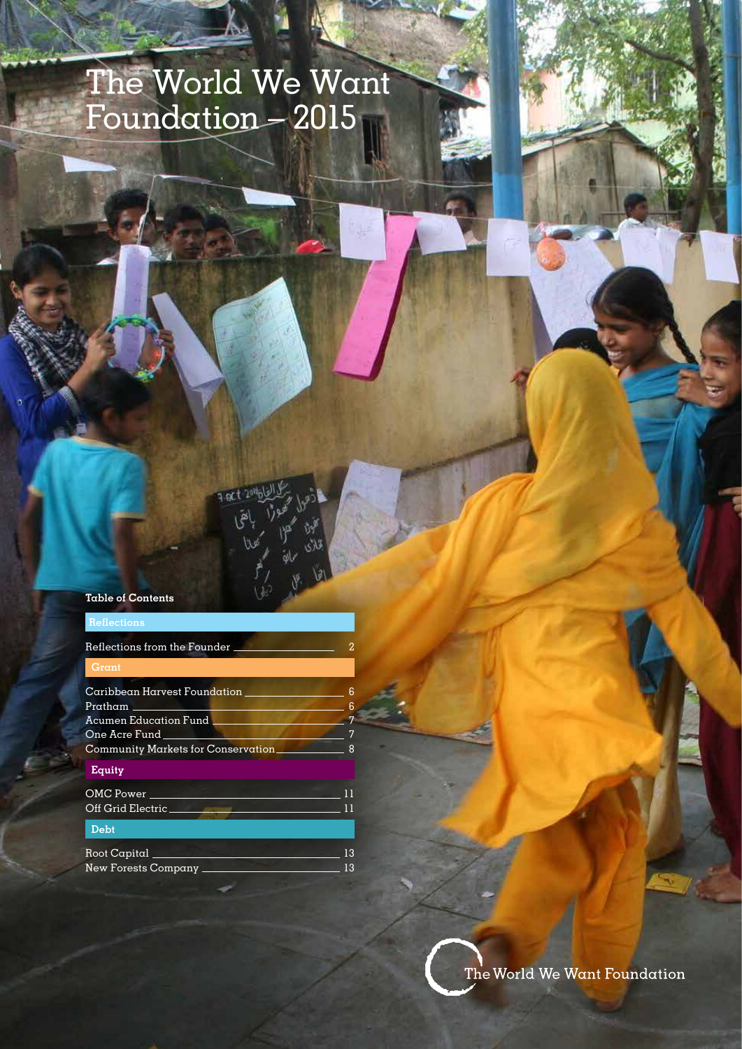# The World We Want Foundation – 2015

**Table of Contents**

**Reflections**

Reflections from the Founder ........ 2

**Grant**

Caribbean Harvest Foundation ........ 6
Pratham ........ 6
Acumen Education Fund ........ 7
One Acre Fund ........ 7
Community Markets for Conservation ........ 8

**Equity**

OMC Power ........ 11
Off Grid Electric ........ 11

**Debt**

Root Capital ........ 13
New Forests Company ........ 13

The World We Want Foundation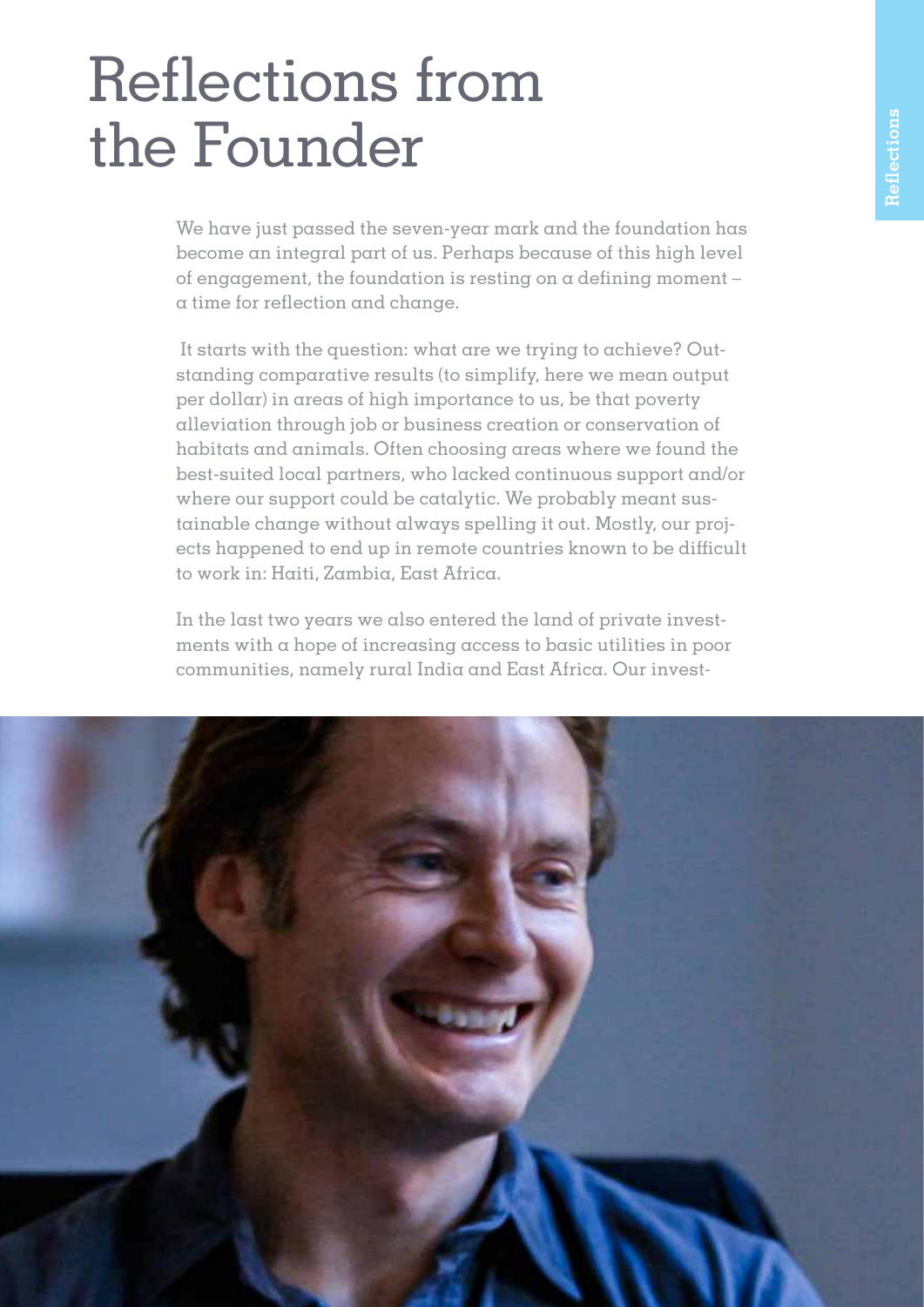# Reflections from the Founder

We have just passed the seven-year mark and the foundation has become an integral part of us. Perhaps because of this high level of engagement, the foundation is resting on a defining moment – a time for reflection and change.

It starts with the question: what are we trying to achieve? Outstanding comparative results (to simplify, here we mean output per dollar) in areas of high importance to us, be that poverty alleviation through job or business creation or conservation of habitats and animals. Often choosing areas where we found the best-suited local partners, who lacked continuous support and/or where our support could be catalytic. We probably meant sustainable change without always spelling it out. Mostly, our projects happened to end up in remote countries known to be difficult to work in: Haiti, Zambia, East Africa.

In the last two years we also entered the land of private investments with a hope of increasing access to basic utilities in poor communities, namely rural India and East Africa. Our invest-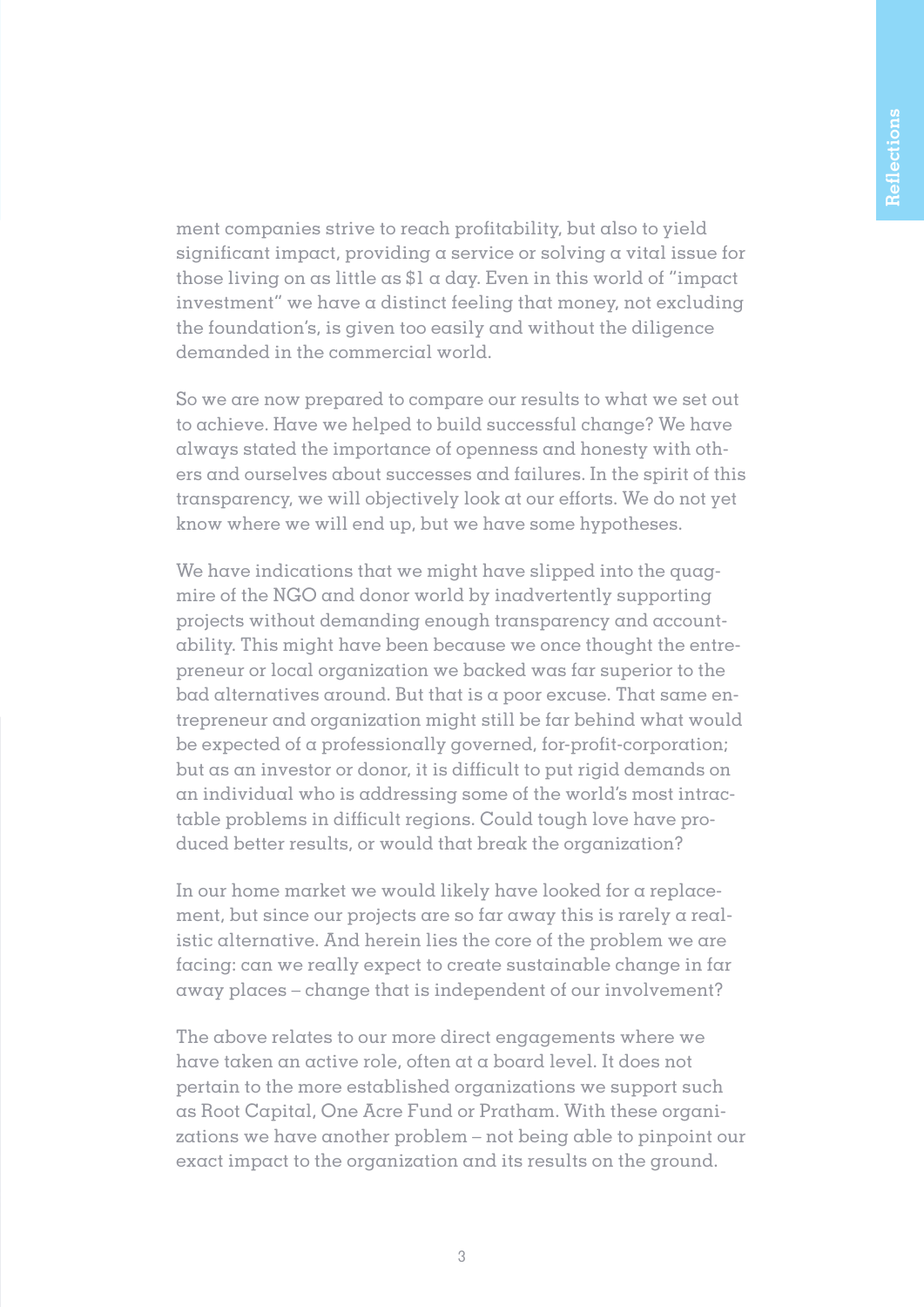ment companies strive to reach profitability, but also to yield significant impact, providing a service or solving a vital issue for those living on as little as $1 a day. Even in this world of "impact investment" we have a distinct feeling that money, not excluding the foundation's, is given too easily and without the diligence demanded in the commercial world.

So we are now prepared to compare our results to what we set out to achieve. Have we helped to build successful change? We have always stated the importance of openness and honesty with others and ourselves about successes and failures. In the spirit of this transparency, we will objectively look at our efforts. We do not yet know where we will end up, but we have some hypotheses.

We have indications that we might have slipped into the quagmire of the NGO and donor world by inadvertently supporting projects without demanding enough transparency and accountability. This might have been because we once thought the entrepreneur or local organization we backed was far superior to the bad alternatives around. But that is a poor excuse. That same entrepreneur and organization might still be far behind what would be expected of a professionally governed, for-profit-corporation; but as an investor or donor, it is difficult to put rigid demands on an individual who is addressing some of the world's most intractable problems in difficult regions. Could tough love have produced better results, or would that break the organization?

In our home market we would likely have looked for a replacement, but since our projects are so far away this is rarely a realistic alternative. And herein lies the core of the problem we are facing: can we really expect to create sustainable change in far away places – change that is independent of our involvement?

The above relates to our more direct engagements where we have taken an active role, often at a board level. It does not pertain to the more established organizations we support such as Root Capital, One Acre Fund or Pratham. With these organizations we have another problem – not being able to pinpoint our exact impact to the organization and its results on the ground.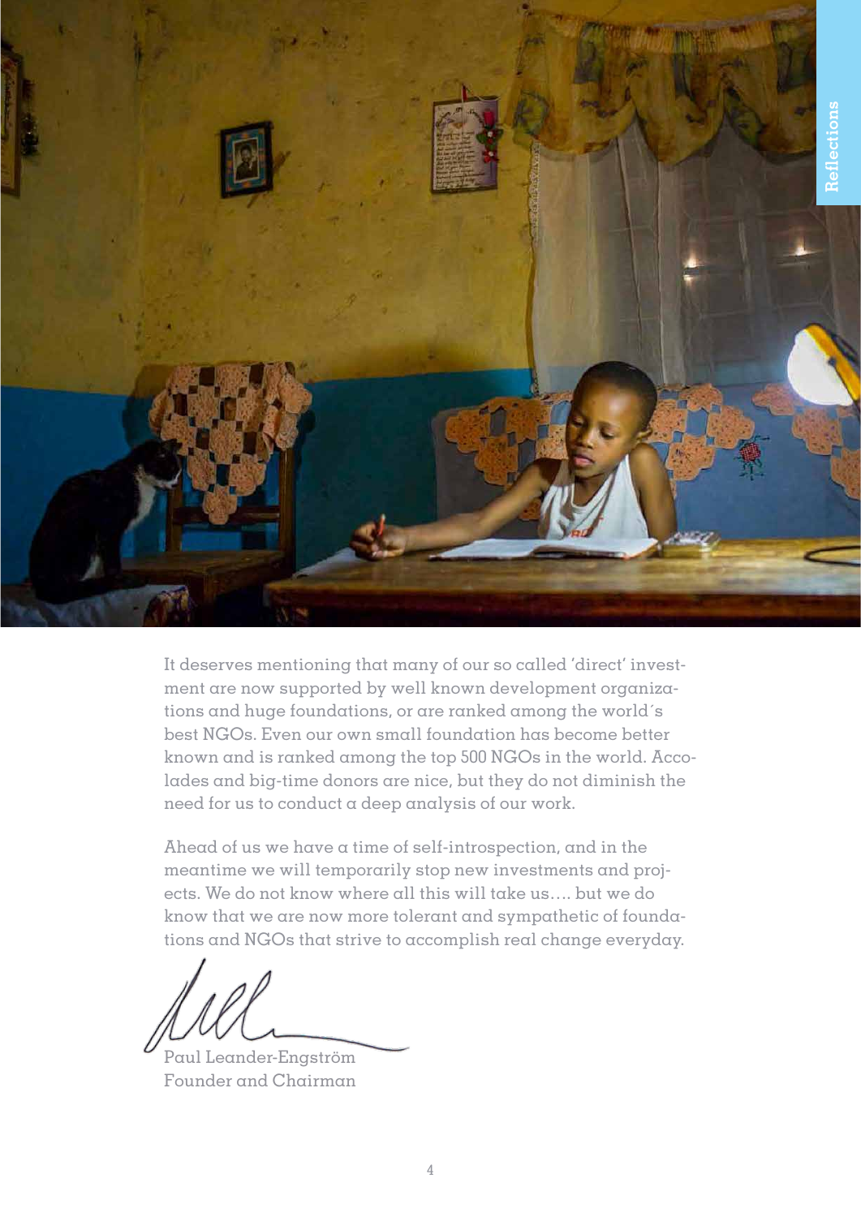It deserves mentioning that many of our so called 'direct' investment are now supported by well known development organizations and huge foundations, or are ranked among the world´s best NGOs. Even our own small foundation has become better known and is ranked among the top 500 NGOs in the world. Accolades and big-time donors are nice, but they do not diminish the need for us to conduct a deep analysis of our work.

Ahead of us we have a time of self-introspection, and in the meantime we will temporarily stop new investments and projects. We do not know where all this will take us.... but we do know that we are now more tolerant and sympathetic of foundations and NGOs that strive to accomplish real change everyday.

Paul Leander-Engström
Founder and Chairman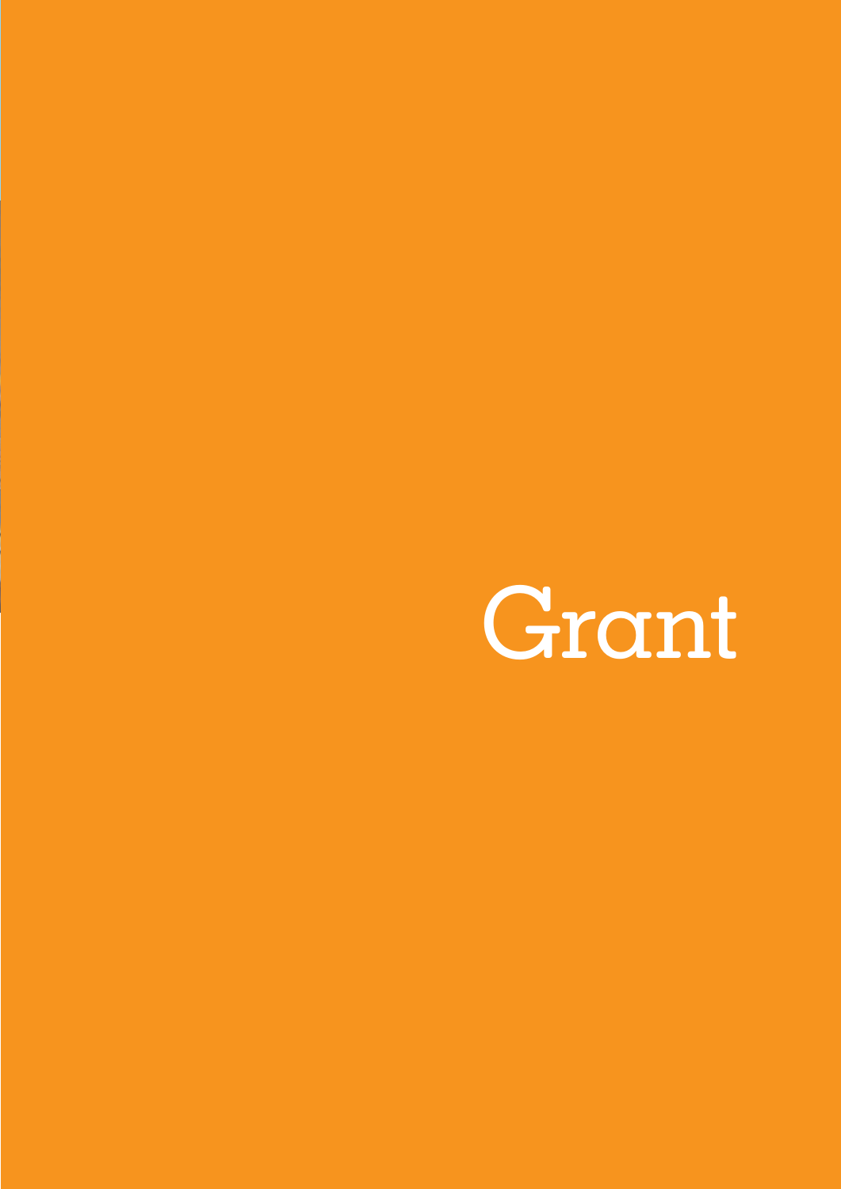# Grant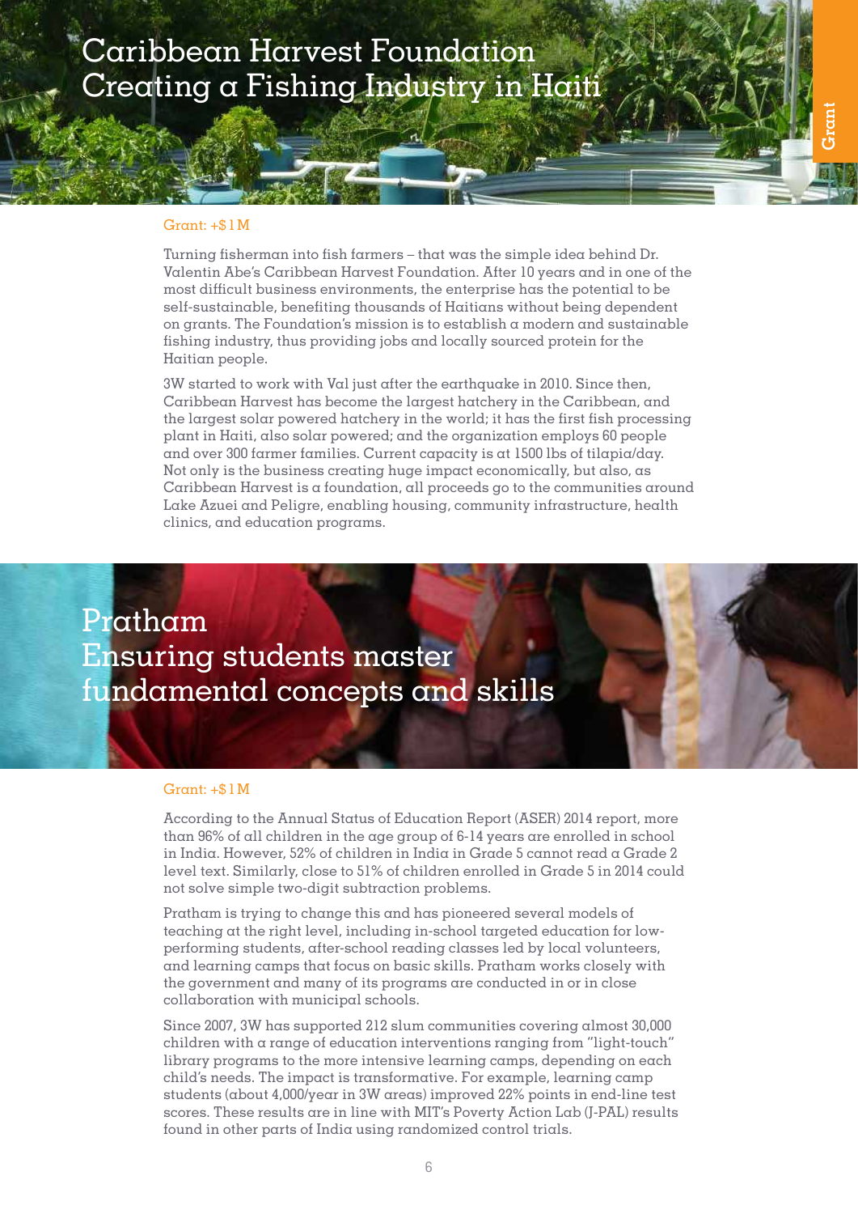# Caribbean Harvest Foundation
## Creating a Fishing Industry in Haiti

Grant

Grant: +$1M

Turning fisherman into fish farmers – that was the simple idea behind Dr. Valentin Abe's Caribbean Harvest Foundation. After 10 years and in one of the most difficult business environments, the enterprise has the potential to be self-sustainable, benefiting thousands of Haitians without being dependent on grants. The Foundation's mission is to establish a modern and sustainable fishing industry, thus providing jobs and locally sourced protein for the Haitian people.

3W started to work with Val just after the earthquake in 2010. Since then, Caribbean Harvest has become the largest hatchery in the Caribbean, and the largest solar powered hatchery in the world; it has the first fish processing plant in Haiti, also solar powered; and the organization employs 60 people and over 300 farmer families. Current capacity is at 1500 lbs of tilapia/day. Not only is the business creating huge impact economically, but also, as Caribbean Harvest is a foundation, all proceeds go to the communities around Lake Azuei and Peligre, enabling housing, community infrastructure, health clinics, and education programs.

# Pratham
## Ensuring students master fundamental concepts and skills

Grant: +$1M

According to the Annual Status of Education Report (ASER) 2014 report, more than 96% of all children in the age group of 6-14 years are enrolled in school in India. However, 52% of children in India in Grade 5 cannot read a Grade 2 level text. Similarly, close to 51% of children enrolled in Grade 5 in 2014 could not solve simple two-digit subtraction problems.

Pratham is trying to change this and has pioneered several models of teaching at the right level, including in-school targeted education for low-performing students, after-school reading classes led by local volunteers, and learning camps that focus on basic skills. Pratham works closely with the government and many of its programs are conducted in or in close collaboration with municipal schools.

Since 2007, 3W has supported 212 slum communities covering almost 30,000 children with a range of education interventions ranging from "light-touch" library programs to the more intensive learning camps, depending on each child's needs. The impact is transformative. For example, learning camp students (about 4,000/year in 3W areas) improved 22% points in end-line test scores. These results are in line with MIT's Poverty Action Lab (J-PAL) results found in other parts of India using randomized control trials.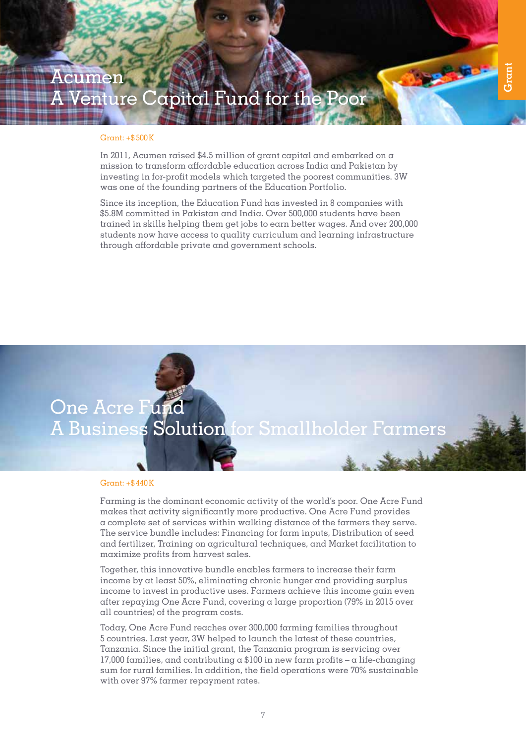# Acumen
## A Venture Capital Fund for the Poor

Grant: +$500K

In 2011, Acumen raised $4.5 million of grant capital and embarked on a mission to transform affordable education across India and Pakistan by investing in for-profit models which targeted the poorest communities. 3W was one of the founding partners of the Education Portfolio.

Since its inception, the Education Fund has invested in 8 companies with $5.8M committed in Pakistan and India. Over 500,000 students have been trained in skills helping them get jobs to earn better wages. And over 200,000 students now have access to quality curriculum and learning infrastructure through affordable private and government schools.

# One Acre Fund
## A Business Solution for Smallholder Farmers

Grant: +$440K

Farming is the dominant economic activity of the world's poor. One Acre Fund makes that activity significantly more productive. One Acre Fund provides a complete set of services within walking distance of the farmers they serve. The service bundle includes: Financing for farm inputs, Distribution of seed and fertilizer, Training on agricultural techniques, and Market facilitation to maximize profits from harvest sales.

Together, this innovative bundle enables farmers to increase their farm income by at least 50%, eliminating chronic hunger and providing surplus income to invest in productive uses. Farmers achieve this income gain even after repaying One Acre Fund, covering a large proportion (79% in 2015 over all countries) of the program costs.

Today, One Acre Fund reaches over 300,000 farming families throughout 5 countries. Last year, 3W helped to launch the latest of these countries, Tanzania. Since the initial grant, the Tanzania program is servicing over 17,000 families, and contributing a $100 in new farm profits – a life-changing sum for rural families. In addition, the field operations were 70% sustainable with over 97% farmer repayment rates.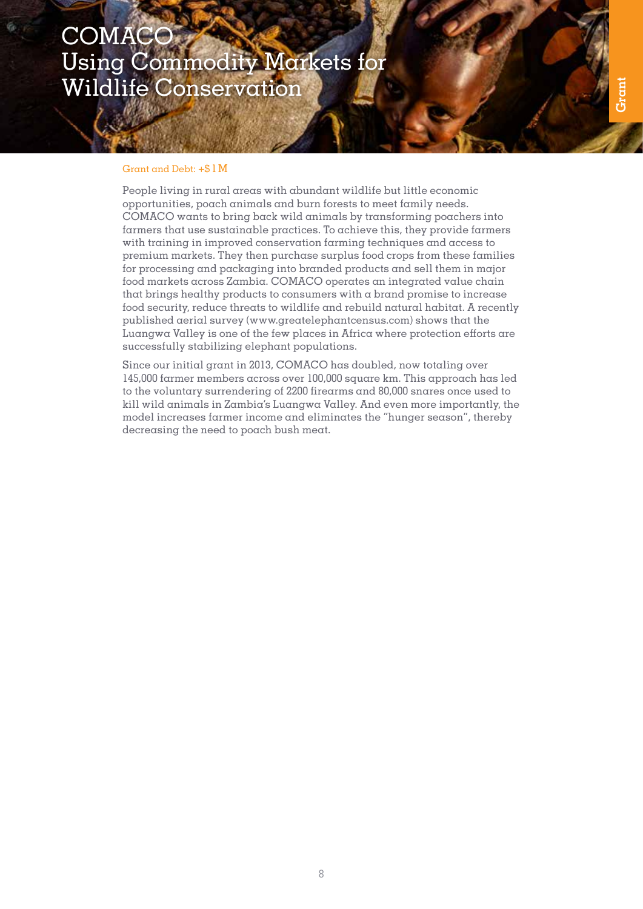# COMACO
## Using Commodity Markets for Wildlife Conservation

Grant

Grant and Debt: +$1M

People living in rural areas with abundant wildlife but little economic opportunities, poach animals and burn forests to meet family needs. COMACO wants to bring back wild animals by transforming poachers into farmers that use sustainable practices. To achieve this, they provide farmers with training in improved conservation farming techniques and access to premium markets. They then purchase surplus food crops from these families for processing and packaging into branded products and sell them in major food markets across Zambia. COMACO operates an integrated value chain that brings healthy products to consumers with a brand promise to increase food security, reduce threats to wildlife and rebuild natural habitat. A recently published aerial survey (www.greatelephantcensus.com) shows that the Luangwa Valley is one of the few places in Africa where protection efforts are successfully stabilizing elephant populations.

Since our initial grant in 2013, COMACO has doubled, now totaling over 145,000 farmer members across over 100,000 square km. This approach has led to the voluntary surrendering of 2200 firearms and 80,000 snares once used to kill wild animals in Zambia's Luangwa Valley. And even more importantly, the model increases farmer income and eliminates the "hunger season", thereby decreasing the need to poach bush meat.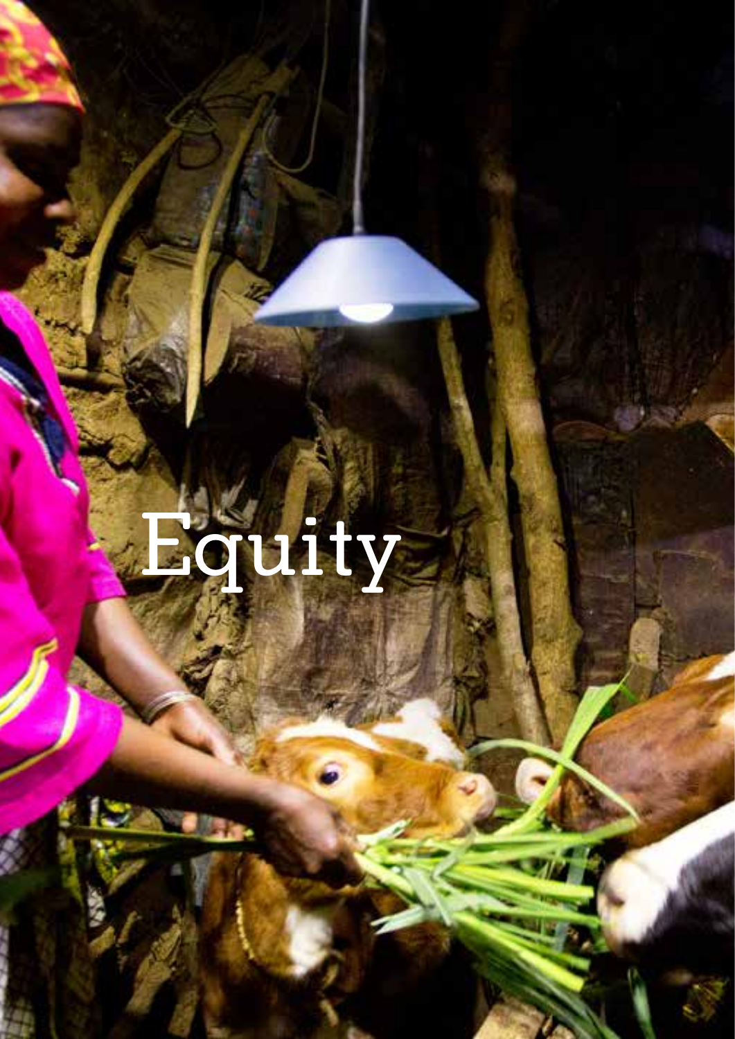# Equity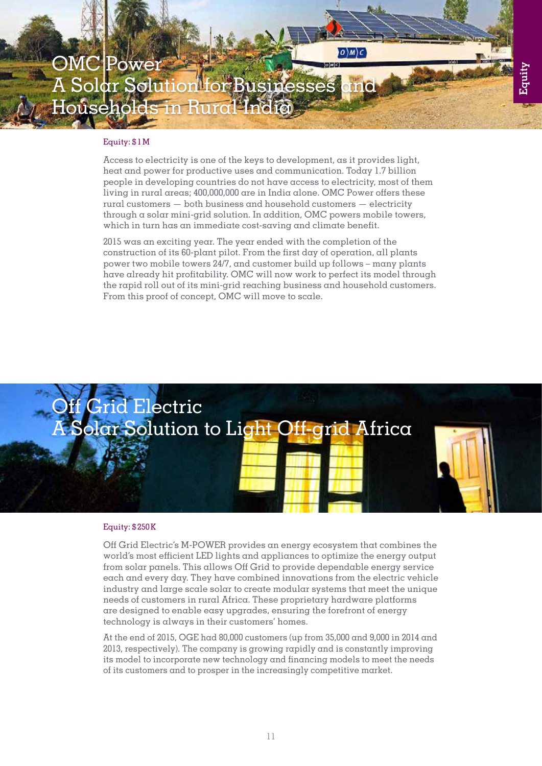# OMC Power
# A Solar Solution for Businesses and Households in Rural India

Equity: $1M

Access to electricity is one of the keys to development, as it provides light, heat and power for productive uses and communication. Today 1.7 billion people in developing countries do not have access to electricity, most of them living in rural areas; 400,000,000 are in India alone. OMC Power offers these rural customers — both business and household customers — electricity through a solar mini-grid solution. In addition, OMC powers mobile towers, which in turn has an immediate cost-saving and climate benefit.

2015 was an exciting year. The year ended with the completion of the construction of its 60-plant pilot. From the first day of operation, all plants power two mobile towers 24/7, and customer build up follows – many plants have already hit profitability. OMC will now work to perfect its model through the rapid roll out of its mini-grid reaching business and household customers. From this proof of concept, OMC will move to scale.

# Off Grid Electric
# A Solar Solution to Light Off-grid Africa

Equity: $250K

Off Grid Electric's M-POWER provides an energy ecosystem that combines the world's most efficient LED lights and appliances to optimize the energy output from solar panels. This allows Off Grid to provide dependable energy service each and every day. They have combined innovations from the electric vehicle industry and large scale solar to create modular systems that meet the unique needs of customers in rural Africa. These proprietary hardware platforms are designed to enable easy upgrades, ensuring the forefront of energy technology is always in their customers' homes.

At the end of 2015, OGE had 80,000 customers (up from 35,000 and 9,000 in 2014 and 2013, respectively). The company is growing rapidly and is constantly improving its model to incorporate new technology and financing models to meet the needs of its customers and to prosper in the increasingly competitive market.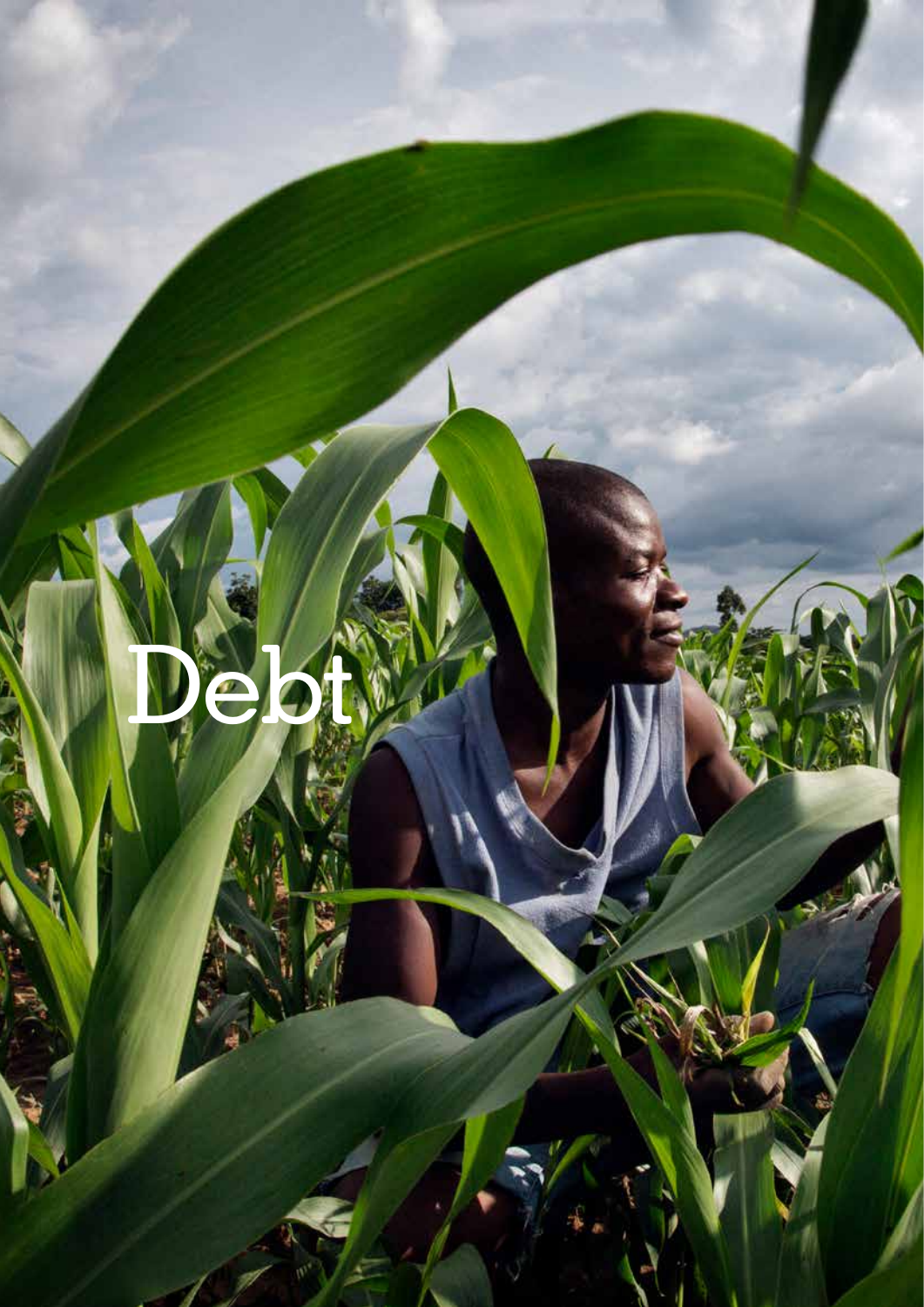# Debt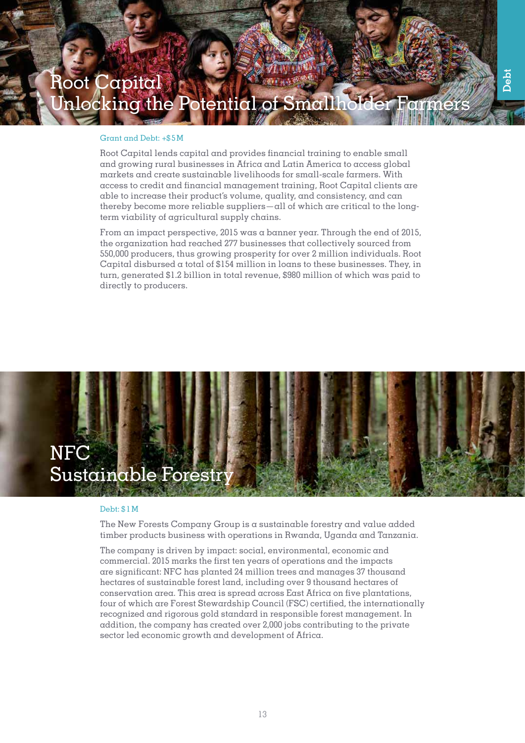# Root Capital
## Unlocking the Potential of Smallholder Farmers

Grant and Debt: +$5M

Root Capital lends capital and provides financial training to enable small and growing rural businesses in Africa and Latin America to access global markets and create sustainable livelihoods for small-scale farmers. With access to credit and financial management training, Root Capital clients are able to increase their product's volume, quality, and consistency, and can thereby become more reliable suppliers—all of which are critical to the long-term viability of agricultural supply chains.

From an impact perspective, 2015 was a banner year. Through the end of 2015, the organization had reached 277 businesses that collectively sourced from 550,000 producers, thus growing prosperity for over 2 million individuals. Root Capital disbursed a total of $154 million in loans to these businesses. They, in turn, generated $1.2 billion in total revenue, $980 million of which was paid to directly to producers.

# NFC
## Sustainable Forestry

Debt: $1M

The New Forests Company Group is a sustainable forestry and value added timber products business with operations in Rwanda, Uganda and Tanzania.

The company is driven by impact: social, environmental, economic and commercial. 2015 marks the first ten years of operations and the impacts are significant: NFC has planted 24 million trees and manages 37 thousand hectares of sustainable forest land, including over 9 thousand hectares of conservation area. This area is spread across East Africa on five plantations, four of which are Forest Stewardship Council (FSC) certified, the internationally recognized and rigorous gold standard in responsible forest management. In addition, the company has created over 2,000 jobs contributing to the private sector led economic growth and development of Africa.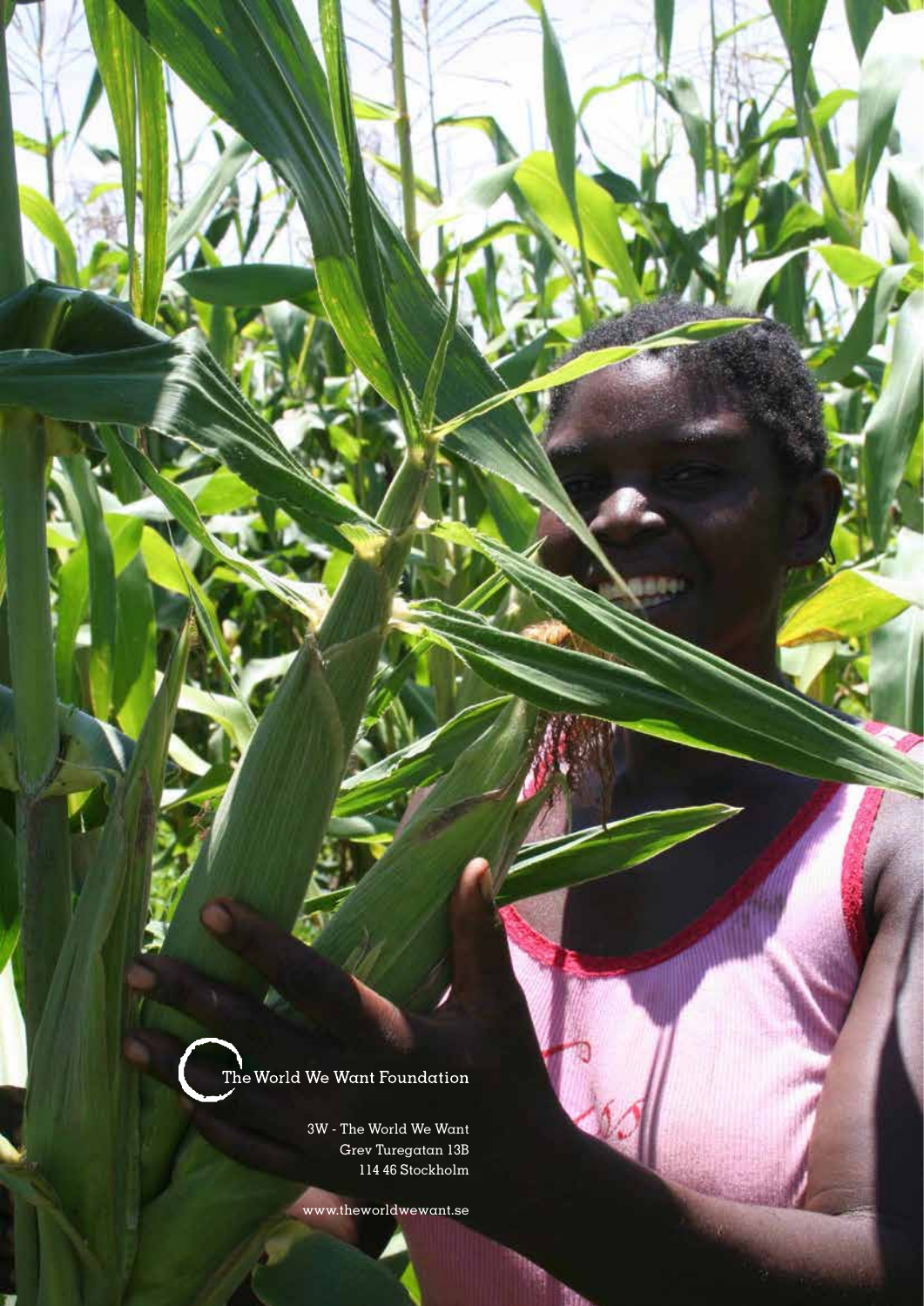The World We Want Foundation

3W - The World We Want
Grev Turegatan 13B
114 46 Stockholm

www.theworldwewant.se